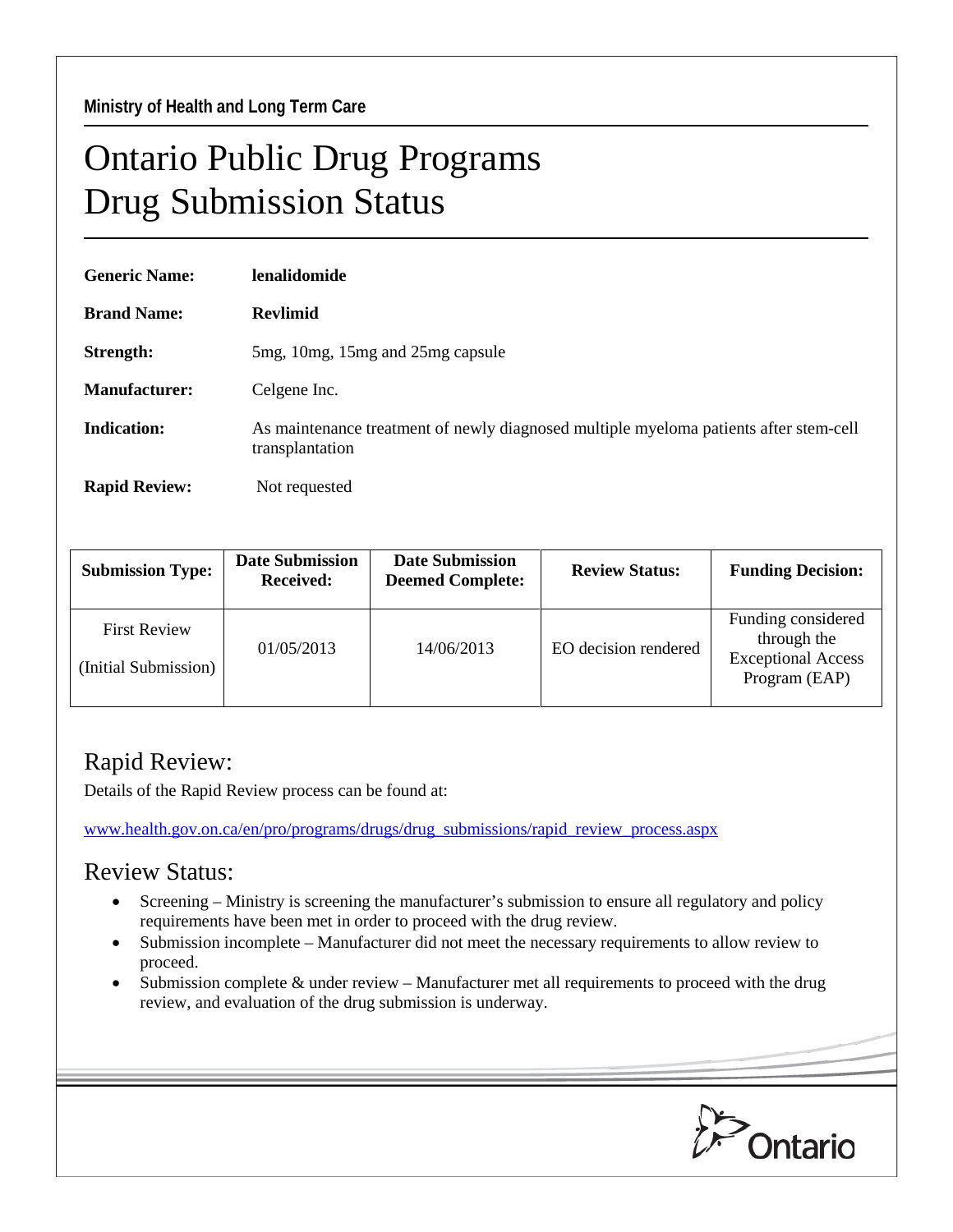Ministry of Health and Long Term Care

# Ontario Public Drug Programs
# Drug Submission Status

**Generic Name:** **lenalidomide**

**Brand Name:** **Revlimid**

**Strength:** 5mg, 10mg, 15mg and 25mg capsule

**Manufacturer:** Celgene Inc.

**Indication:** As maintenance treatment of newly diagnosed multiple myeloma patients after stem-cell transplantation

**Rapid Review:** Not requested

| Submission Type: | Date Submission Received: | Date Submission Deemed Complete: | Review Status: | Funding Decision: |
|---|---|---|---|---|
| First Review (Initial Submission) | 01/05/2013 | 14/06/2013 | EO decision rendered | Funding considered through the Exceptional Access Program (EAP) |

## Rapid Review:

Details of the Rapid Review process can be found at:

www.health.gov.on.ca/en/pro/programs/drugs/drug_submissions/rapid_review_process.aspx

## Review Status:

- Screening – Ministry is screening the manufacturer's submission to ensure all regulatory and policy requirements have been met in order to proceed with the drug review.
- Submission incomplete – Manufacturer did not meet the necessary requirements to allow review to proceed.
- Submission complete & under review – Manufacturer met all requirements to proceed with the drug review, and evaluation of the drug submission is underway.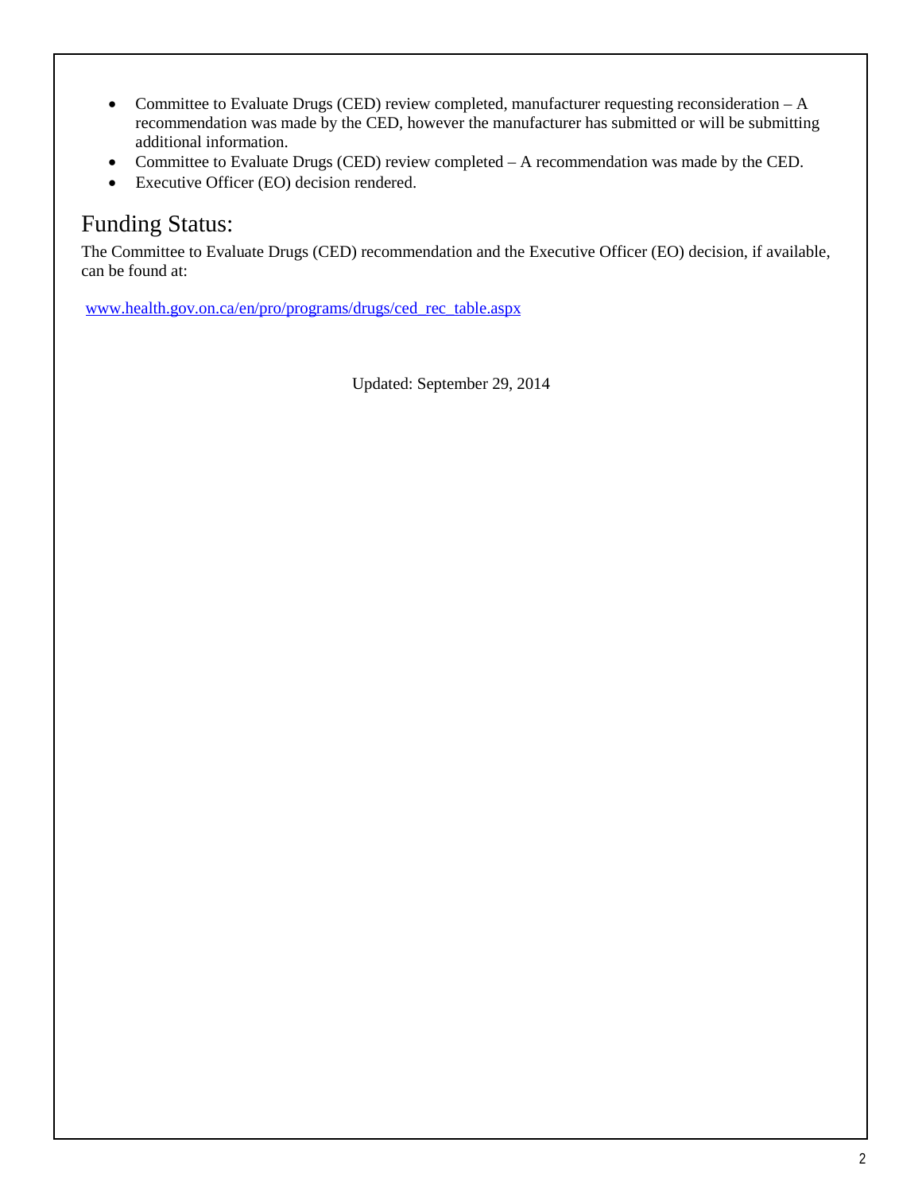- Committee to Evaluate Drugs (CED) review completed, manufacturer requesting reconsideration – A recommendation was made by the CED, however the manufacturer has submitted or will be submitting additional information.
- Committee to Evaluate Drugs (CED) review completed – A recommendation was made by the CED.
- Executive Officer (EO) decision rendered.

## Funding Status:

The Committee to Evaluate Drugs (CED) recommendation and the Executive Officer (EO) decision, if available, can be found at:

www.health.gov.on.ca/en/pro/programs/drugs/ced_rec_table.aspx

Updated: September 29, 2014